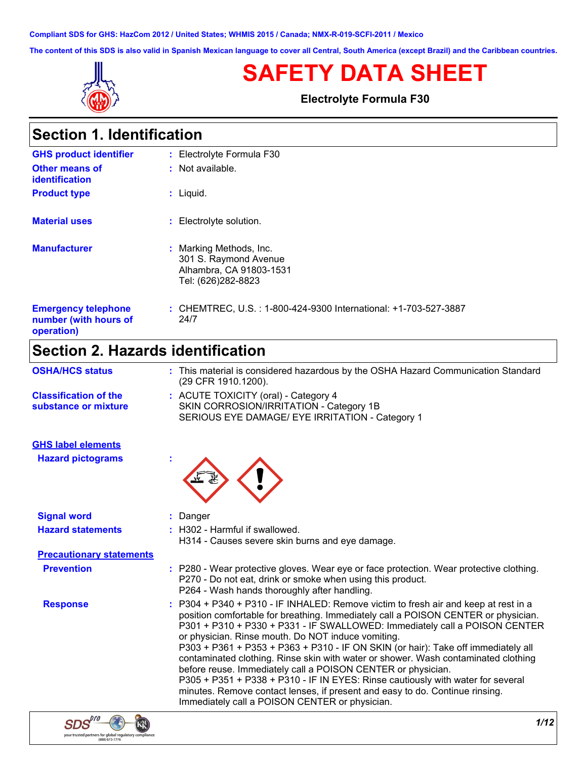Compliant SDS for GHS: HazCom 2012 / United States; WHMIS 2015 / Canada; NMX-R-019-SCFI-2011 / Mexico

The content of this SDS is also valid in Spanish Mexican language to cover all Central, South America (except Brazil) and the Caribbean countries.

# SAFETY DATA SHEET

**Electrolyte Formula F30**

## Section 1. Identification

**GHS product identifier** : Electrolyte Formula F30

**Other means of identification** : Not available.

**Product type** : Liquid.

**Material uses** : Electrolyte solution.

**Manufacturer** : Marking Methods, Inc.
301 S. Raymond Avenue
Alhambra, CA 91803-1531
Tel: (626)282-8823

**Emergency telephone number (with hours of operation)** : CHEMTREC, U.S. : 1-800-424-9300 International: +1-703-527-3887
24/7

## Section 2. Hazards identification

**OSHA/HCS status** : This material is considered hazardous by the OSHA Hazard Communication Standard (29 CFR 1910.1200).

**Classification of the substance or mixture** : ACUTE TOXICITY (oral) - Category 4
SKIN CORROSION/IRRITATION - Category 1B
SERIOUS EYE DAMAGE/ EYE IRRITATION - Category 1

**GHS label elements**

**Hazard pictograms** :

**Signal word** : Danger

**Hazard statements** : H302 - Harmful if swallowed.
H314 - Causes severe skin burns and eye damage.

**Precautionary statements**

**Prevention** : P280 - Wear protective gloves. Wear eye or face protection. Wear protective clothing.
P270 - Do not eat, drink or smoke when using this product.
P264 - Wash hands thoroughly after handling.

**Response** : P304 + P340 + P310 - IF INHALED: Remove victim to fresh air and keep at rest in a position comfortable for breathing. Immediately call a POISON CENTER or physician.
P301 + P310 + P330 + P331 - IF SWALLOWED: Immediately call a POISON CENTER or physician. Rinse mouth. Do NOT induce vomiting.
P303 + P361 + P353 + P363 + P310 - IF ON SKIN (or hair): Take off immediately all contaminated clothing. Rinse skin with water or shower. Wash contaminated clothing before reuse. Immediately call a POISON CENTER or physician.
P305 + P351 + P338 + P310 - IF IN EYES: Rinse cautiously with water for several minutes. Remove contact lenses, if present and easy to do. Continue rinsing. Immediately call a POISON CENTER or physician.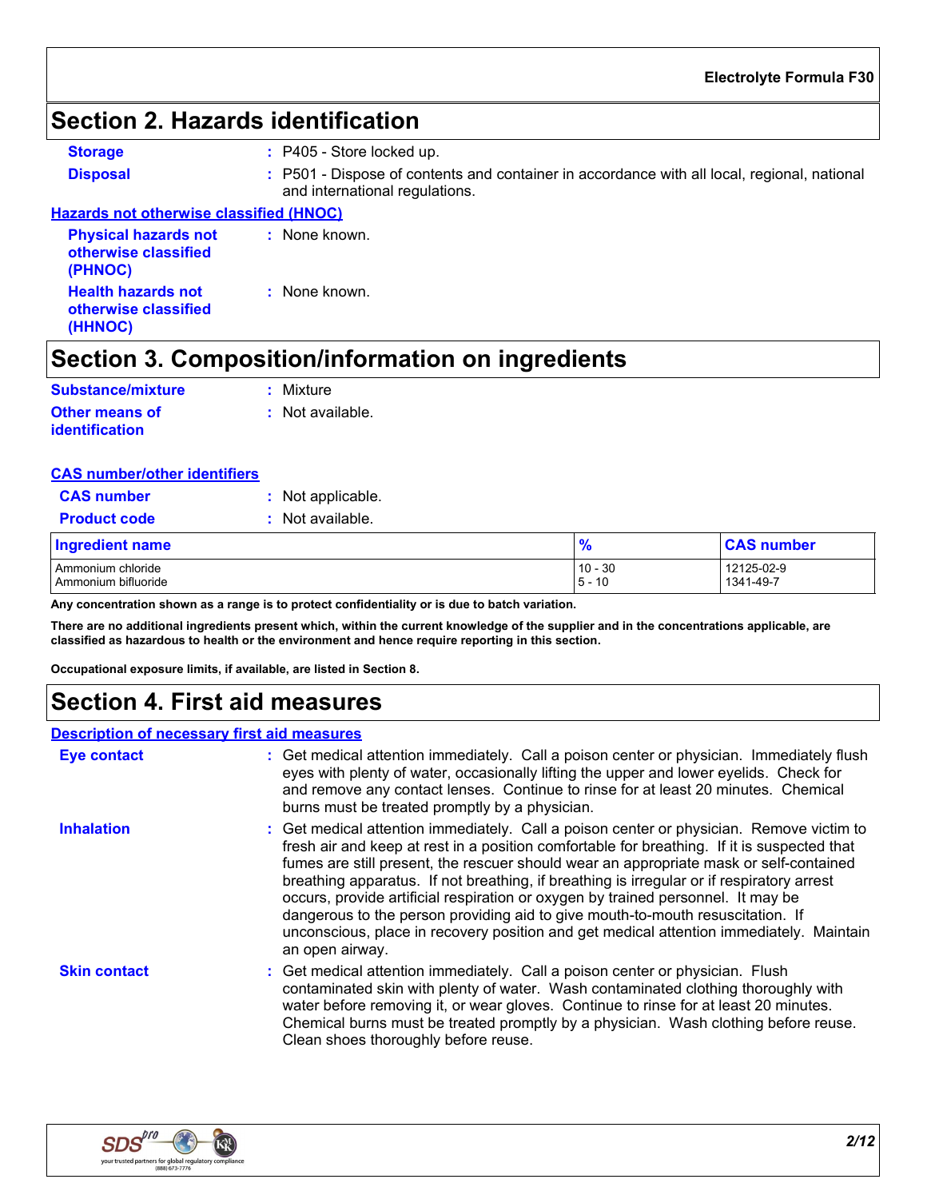## Section 2. Hazards identification

**Storage** : P405 - Store locked up.

**Disposal** : P501 - Dispose of contents and container in accordance with all local, regional, national and international regulations.

**Hazards not otherwise classified (HNOC)**

**Physical hazards not otherwise classified (PHNOC)** : None known.

**Health hazards not otherwise classified (HHNOC)** : None known.

## Section 3. Composition/information on ingredients

**Substance/mixture** : Mixture

**Other means of identification** : Not available.

**CAS number/other identifiers**

**CAS number** : Not applicable.

**Product code** : Not available.

| Ingredient name | % | CAS number |
|---|---|---|
| Ammonium chloride | 10 - 30 | 12125-02-9 |
| Ammonium bifluoride | 5 - 10 | 1341-49-7 |

**Any concentration shown as a range is to protect confidentiality or is due to batch variation.**

**There are no additional ingredients present which, within the current knowledge of the supplier and in the concentrations applicable, are classified as hazardous to health or the environment and hence require reporting in this section.**

**Occupational exposure limits, if available, are listed in Section 8.**

## Section 4. First aid measures

**Description of necessary first aid measures**

**Eye contact** : Get medical attention immediately. Call a poison center or physician. Immediately flush eyes with plenty of water, occasionally lifting the upper and lower eyelids. Check for and remove any contact lenses. Continue to rinse for at least 20 minutes. Chemical burns must be treated promptly by a physician.

**Inhalation** : Get medical attention immediately. Call a poison center or physician. Remove victim to fresh air and keep at rest in a position comfortable for breathing. If it is suspected that fumes are still present, the rescuer should wear an appropriate mask or self-contained breathing apparatus. If not breathing, if breathing is irregular or if respiratory arrest occurs, provide artificial respiration or oxygen by trained personnel. It may be dangerous to the person providing aid to give mouth-to-mouth resuscitation. If unconscious, place in recovery position and get medical attention immediately. Maintain an open airway.

**Skin contact** : Get medical attention immediately. Call a poison center or physician. Flush contaminated skin with plenty of water. Wash contaminated clothing thoroughly with water before removing it, or wear gloves. Continue to rinse for at least 20 minutes. Chemical burns must be treated promptly by a physician. Wash clothing before reuse. Clean shoes thoroughly before reuse.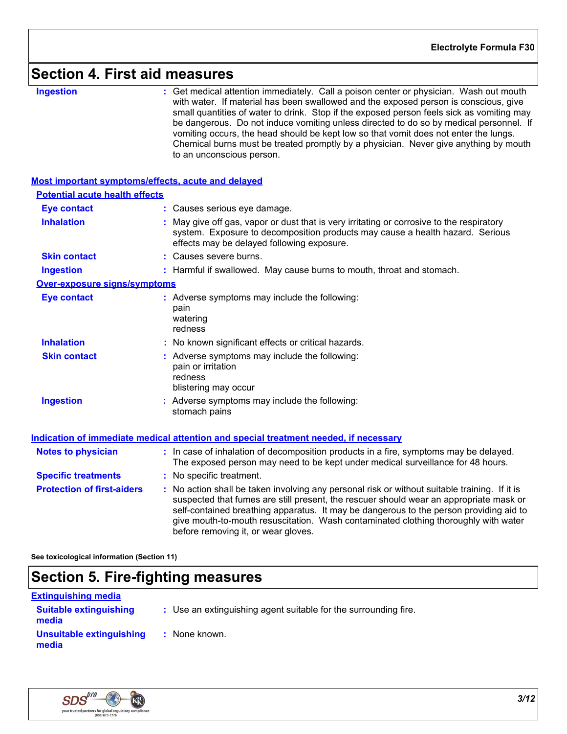# Section 4. First aid measures

**Ingestion** : Get medical attention immediately. Call a poison center or physician. Wash out mouth with water. If material has been swallowed and the exposed person is conscious, give small quantities of water to drink. Stop if the exposed person feels sick as vomiting may be dangerous. Do not induce vomiting unless directed to do so by medical personnel. If vomiting occurs, the head should be kept low so that vomit does not enter the lungs. Chemical burns must be treated promptly by a physician. Never give anything by mouth to an unconscious person.

## Most important symptoms/effects, acute and delayed

### Potential acute health effects

**Eye contact** : Causes serious eye damage.

**Inhalation** : May give off gas, vapor or dust that is very irritating or corrosive to the respiratory system. Exposure to decomposition products may cause a health hazard. Serious effects may be delayed following exposure.

**Skin contact** : Causes severe burns.

**Ingestion** : Harmful if swallowed. May cause burns to mouth, throat and stomach.

### Over-exposure signs/symptoms

**Eye contact** : Adverse symptoms may include the following:
pain
watering
redness

**Inhalation** : No known significant effects or critical hazards.

**Skin contact** : Adverse symptoms may include the following:
pain or irritation
redness
blistering may occur

**Ingestion** : Adverse symptoms may include the following:
stomach pains

## Indication of immediate medical attention and special treatment needed, if necessary

**Notes to physician** : In case of inhalation of decomposition products in a fire, symptoms may be delayed. The exposed person may need to be kept under medical surveillance for 48 hours.

**Specific treatments** : No specific treatment.

**Protection of first-aiders** : No action shall be taken involving any personal risk or without suitable training. If it is suspected that fumes are still present, the rescuer should wear an appropriate mask or self-contained breathing apparatus. It may be dangerous to the person providing aid to give mouth-to-mouth resuscitation. Wash contaminated clothing thoroughly with water before removing it, or wear gloves.

**See toxicological information (Section 11)**

# Section 5. Fire-fighting measures

## Extinguishing media

**Suitable extinguishing media** : Use an extinguishing agent suitable for the surrounding fire.

**Unsuitable extinguishing media** : None known.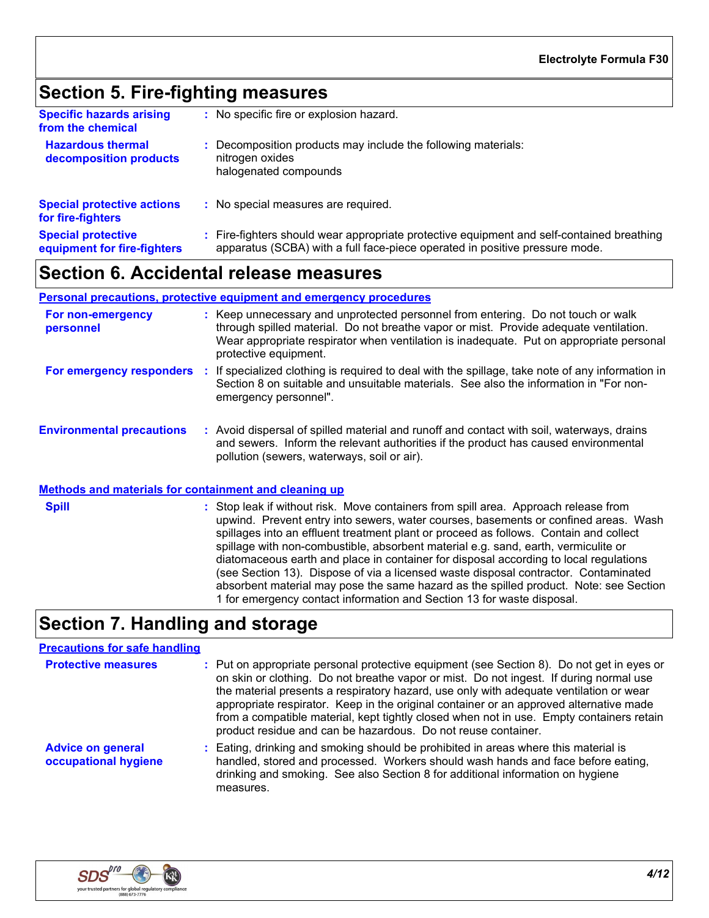## Section 5. Fire-fighting measures

**Specific hazards arising from the chemical** : No specific fire or explosion hazard.

**Hazardous thermal decomposition products** : Decomposition products may include the following materials:
nitrogen oxides
halogenated compounds

**Special protective actions for fire-fighters** : No special measures are required.

**Special protective equipment for fire-fighters** : Fire-fighters should wear appropriate protective equipment and self-contained breathing apparatus (SCBA) with a full face-piece operated in positive pressure mode.

## Section 6. Accidental release measures

### Personal precautions, protective equipment and emergency procedures

**For non-emergency personnel** : Keep unnecessary and unprotected personnel from entering. Do not touch or walk through spilled material. Do not breathe vapor or mist. Provide adequate ventilation. Wear appropriate respirator when ventilation is inadequate. Put on appropriate personal protective equipment.

**For emergency responders** : If specialized clothing is required to deal with the spillage, take note of any information in Section 8 on suitable and unsuitable materials. See also the information in "For non-emergency personnel".

**Environmental precautions** : Avoid dispersal of spilled material and runoff and contact with soil, waterways, drains and sewers. Inform the relevant authorities if the product has caused environmental pollution (sewers, waterways, soil or air).

### Methods and materials for containment and cleaning up

**Spill** : Stop leak if without risk. Move containers from spill area. Approach release from upwind. Prevent entry into sewers, water courses, basements or confined areas. Wash spillages into an effluent treatment plant or proceed as follows. Contain and collect spillage with non-combustible, absorbent material e.g. sand, earth, vermiculite or diatomaceous earth and place in container for disposal according to local regulations (see Section 13). Dispose of via a licensed waste disposal contractor. Contaminated absorbent material may pose the same hazard as the spilled product. Note: see Section 1 for emergency contact information and Section 13 for waste disposal.

## Section 7. Handling and storage

### Precautions for safe handling

**Protective measures** : Put on appropriate personal protective equipment (see Section 8). Do not get in eyes or on skin or clothing. Do not breathe vapor or mist. Do not ingest. If during normal use the material presents a respiratory hazard, use only with adequate ventilation or wear appropriate respirator. Keep in the original container or an approved alternative made from a compatible material, kept tightly closed when not in use. Empty containers retain product residue and can be hazardous. Do not reuse container.

**Advice on general occupational hygiene** : Eating, drinking and smoking should be prohibited in areas where this material is handled, stored and processed. Workers should wash hands and face before eating, drinking and smoking. See also Section 8 for additional information on hygiene measures.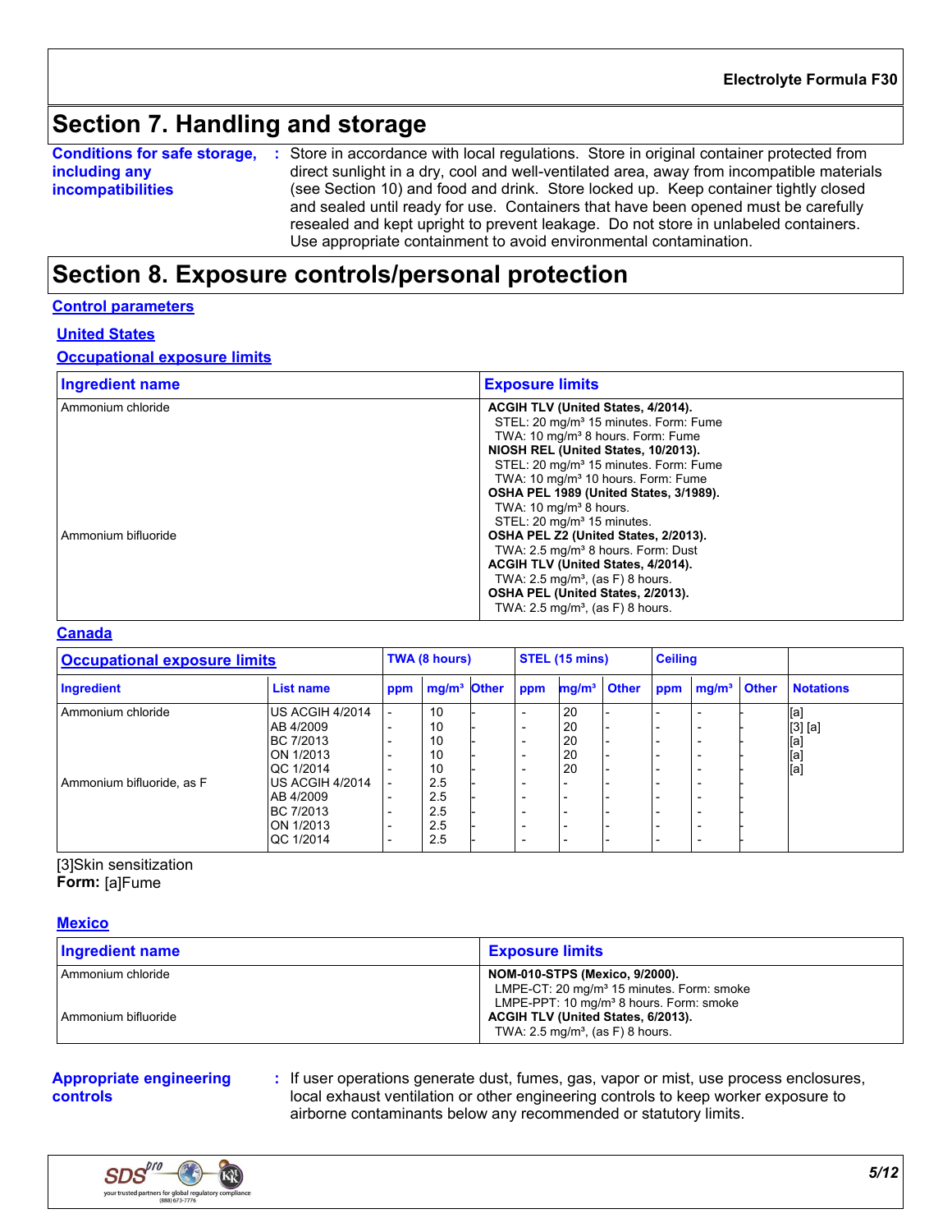## Section 7. Handling and storage

**Conditions for safe storage, including any incompatibilities** : Store in accordance with local regulations. Store in original container protected from direct sunlight in a dry, cool and well-ventilated area, away from incompatible materials (see Section 10) and food and drink. Store locked up. Keep container tightly closed and sealed until ready for use. Containers that have been opened must be carefully resealed and kept upright to prevent leakage. Do not store in unlabeled containers. Use appropriate containment to avoid environmental contamination.

## Section 8. Exposure controls/personal protection

### Control parameters

#### United States

#### Occupational exposure limits

| Ingredient name | Exposure limits |
|---|---|
| Ammonium chloride | **ACGIH TLV (United States, 4/2014).**<br>STEL: 20 mg/m³ 15 minutes. Form: Fume<br>TWA: 10 mg/m³ 8 hours. Form: Fume<br>**NIOSH REL (United States, 10/2013).**<br>STEL: 20 mg/m³ 15 minutes. Form: Fume<br>TWA: 10 mg/m³ 10 hours. Form: Fume<br>**OSHA PEL 1989 (United States, 3/1989).**<br>TWA: 10 mg/m³ 8 hours.<br>STEL: 20 mg/m³ 15 minutes. |
| Ammonium bifluoride | **OSHA PEL Z2 (United States, 2/2013).**<br>TWA: 2.5 mg/m³ 8 hours. Form: Dust<br>**ACGIH TLV (United States, 4/2014).**<br>TWA: 2.5 mg/m³, (as F) 8 hours.<br>**OSHA PEL (United States, 2/2013).**<br>TWA: 2.5 mg/m³, (as F) 8 hours. |

#### Canada

| Occupational exposure limits | | TWA (8 hours) | | | STEL (15 mins) | | | Ceiling | | | |
|---|---|---|---|---|---|---|---|---|---|---|---|
| **Ingredient** | **List name** | **ppm** | **mg/m³** | **Other** | **ppm** | **mg/m³** | **Other** | **ppm** | **mg/m³** | **Other** | **Notations** |
| Ammonium chloride | US ACGIH 4/2014 | - | 10 | - | - | 20 | - | - | - | - | [a] |
| | AB 4/2009 | - | 10 | - | - | 20 | - | - | - | - | [3] [a] |
| | BC 7/2013 | - | 10 | - | - | 20 | - | - | - | - | [a] |
| | ON 1/2013 | - | 10 | - | - | 20 | - | - | - | - | [a] |
| | QC 1/2014 | - | 10 | - | - | 20 | - | - | - | - | [a] |
| Ammonium bifluoride, as F | US ACGIH 4/2014 | - | 2.5 | - | - | - | - | - | - | - | |
| | AB 4/2009 | - | 2.5 | - | - | - | - | - | - | - | |
| | BC 7/2013 | - | 2.5 | - | - | - | - | - | - | - | |
| | ON 1/2013 | - | 2.5 | - | - | - | - | - | - | - | |
| | QC 1/2014 | - | 2.5 | - | - | - | - | - | - | - | |

[3]Skin sensitization
**Form:** [a]Fume

#### Mexico

| Ingredient name | Exposure limits |
|---|---|
| Ammonium chloride | **NOM-010-STPS (Mexico, 9/2000).**<br>LMPE-CT: 20 mg/m³ 15 minutes. Form: smoke<br>LMPE-PPT: 10 mg/m³ 8 hours. Form: smoke |
| Ammonium bifluoride | **ACGIH TLV (United States, 6/2013).**<br>TWA: 2.5 mg/m³, (as F) 8 hours. |

**Appropriate engineering controls** : If user operations generate dust, fumes, gas, vapor or mist, use process enclosures, local exhaust ventilation or other engineering controls to keep worker exposure to airborne contaminants below any recommended or statutory limits.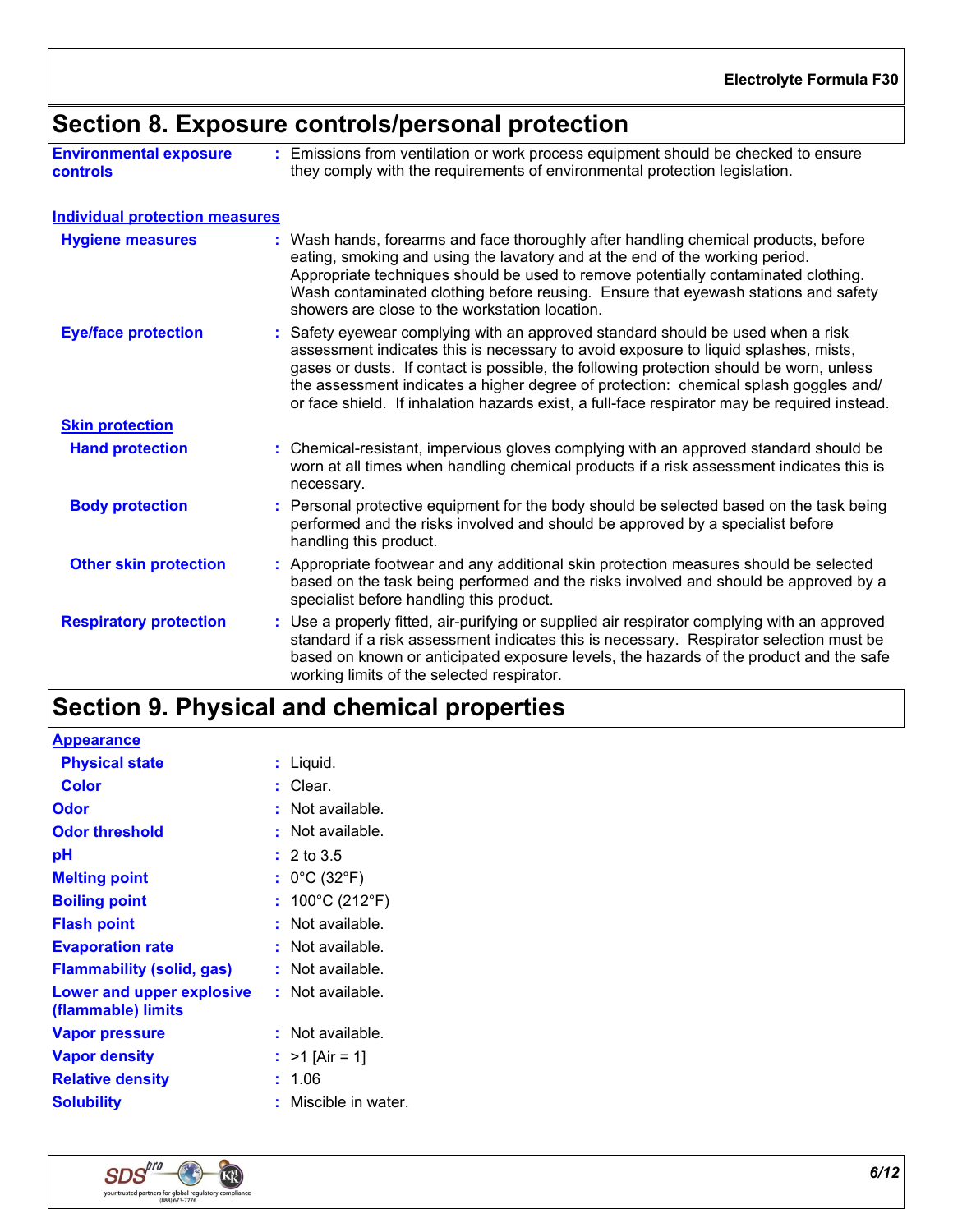## Section 8. Exposure controls/personal protection

**Environmental exposure controls** : Emissions from ventilation or work process equipment should be checked to ensure they comply with the requirements of environmental protection legislation.

### Individual protection measures

**Hygiene measures** : Wash hands, forearms and face thoroughly after handling chemical products, before eating, smoking and using the lavatory and at the end of the working period. Appropriate techniques should be used to remove potentially contaminated clothing. Wash contaminated clothing before reusing. Ensure that eyewash stations and safety showers are close to the workstation location.

**Eye/face protection** : Safety eyewear complying with an approved standard should be used when a risk assessment indicates this is necessary to avoid exposure to liquid splashes, mists, gases or dusts. If contact is possible, the following protection should be worn, unless the assessment indicates a higher degree of protection: chemical splash goggles and/ or face shield. If inhalation hazards exist, a full-face respirator may be required instead.

#### Skin protection

**Hand protection** : Chemical-resistant, impervious gloves complying with an approved standard should be worn at all times when handling chemical products if a risk assessment indicates this is necessary.

**Body protection** : Personal protective equipment for the body should be selected based on the task being performed and the risks involved and should be approved by a specialist before handling this product.

**Other skin protection** : Appropriate footwear and any additional skin protection measures should be selected based on the task being performed and the risks involved and should be approved by a specialist before handling this product.

**Respiratory protection** : Use a properly fitted, air-purifying or supplied air respirator complying with an approved standard if a risk assessment indicates this is necessary. Respirator selection must be based on known or anticipated exposure levels, the hazards of the product and the safe working limits of the selected respirator.

## Section 9. Physical and chemical properties

### Appearance

**Physical state** : Liquid.

**Color** : Clear.

**Odor** : Not available.

**Odor threshold** : Not available.

**pH** : 2 to 3.5

**Melting point** : 0°C (32°F)

**Boiling point** : 100°C (212°F)

**Flash point** : Not available.

**Evaporation rate** : Not available.

**Flammability (solid, gas)** : Not available.

**Lower and upper explosive (flammable) limits** : Not available.

**Vapor pressure** : Not available.

**Vapor density** : >1 [Air = 1]

**Relative density** : 1.06

**Solubility** : Miscible in water.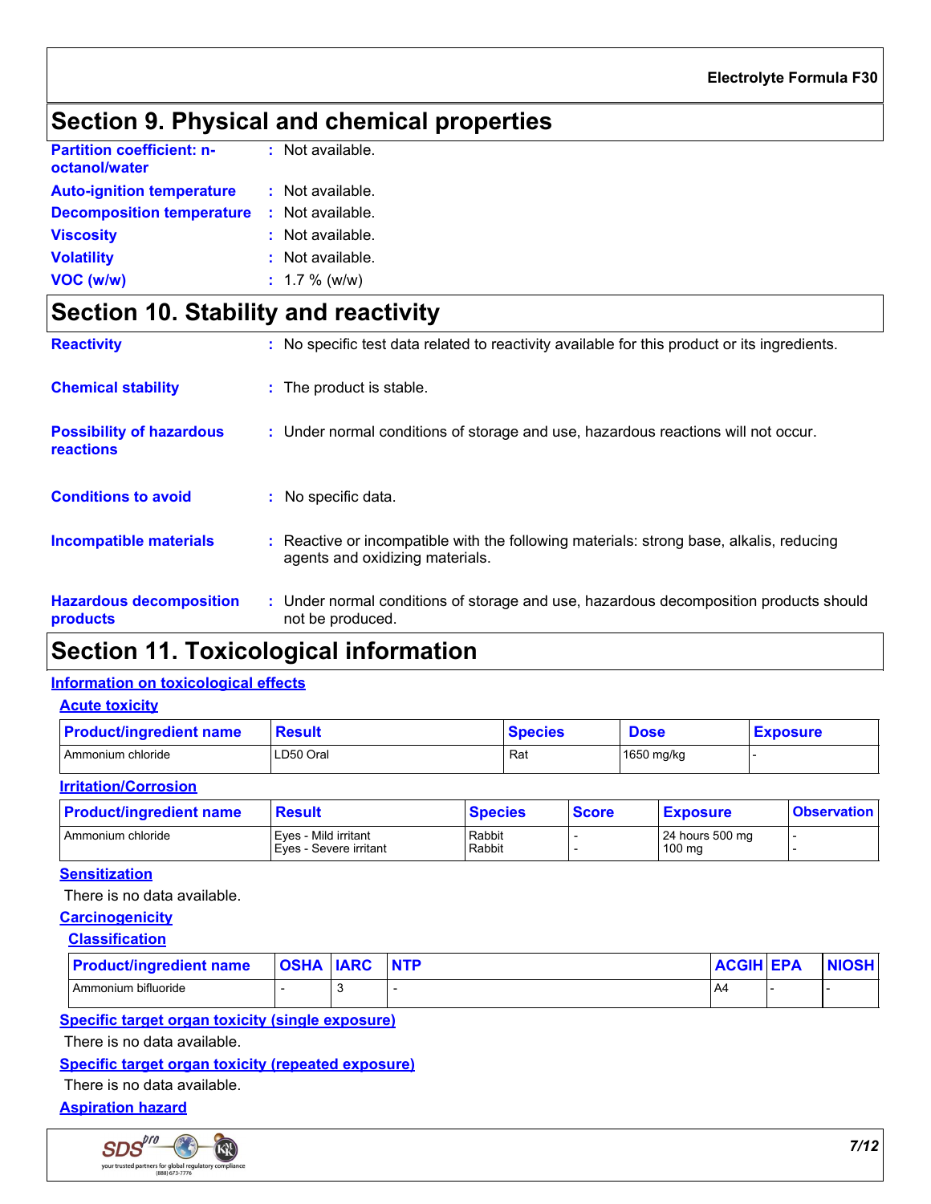## Section 9. Physical and chemical properties

| | | |
|---|---|---|
| **Partition coefficient: n-octanol/water** | : | Not available. |
| **Auto-ignition temperature** | : | Not available. |
| **Decomposition temperature** | : | Not available. |
| **Viscosity** | : | Not available. |
| **Volatility** | : | Not available. |
| **VOC (w/w)** | : | 1.7 % (w/w) |

## Section 10. Stability and reactivity

| | | |
|---|---|---|
| **Reactivity** | : | No specific test data related to reactivity available for this product or its ingredients. |
| **Chemical stability** | : | The product is stable. |
| **Possibility of hazardous reactions** | : | Under normal conditions of storage and use, hazardous reactions will not occur. |
| **Conditions to avoid** | : | No specific data. |
| **Incompatible materials** | : | Reactive or incompatible with the following materials: strong base, alkalis, reducing agents and oxidizing materials. |
| **Hazardous decomposition products** | : | Under normal conditions of storage and use, hazardous decomposition products should not be produced. |

## Section 11. Toxicological information

### Information on toxicological effects

#### Acute toxicity

| Product/ingredient name | Result | Species | Dose | Exposure |
|---|---|---|---|---|
| Ammonium chloride | LD50 Oral | Rat | 1650 mg/kg | - |

#### Irritation/Corrosion

| Product/ingredient name | Result | Species | Score | Exposure | Observation |
|---|---|---|---|---|---|
| Ammonium chloride | Eyes - Mild irritant<br>Eyes - Severe irritant | Rabbit<br>Rabbit | -<br>- | 24 hours 500 mg<br>100 mg | -<br>- |

#### Sensitization

There is no data available.

#### Carcinogenicity

##### Classification

| Product/ingredient name | OSHA | IARC | NTP | ACGIH | EPA | NIOSH |
|---|---|---|---|---|---|---|
| Ammonium bifluoride | - | 3 | - | A4 | - | - |

#### Specific target organ toxicity (single exposure)

There is no data available.

#### Specific target organ toxicity (repeated exposure)

There is no data available.

#### Aspiration hazard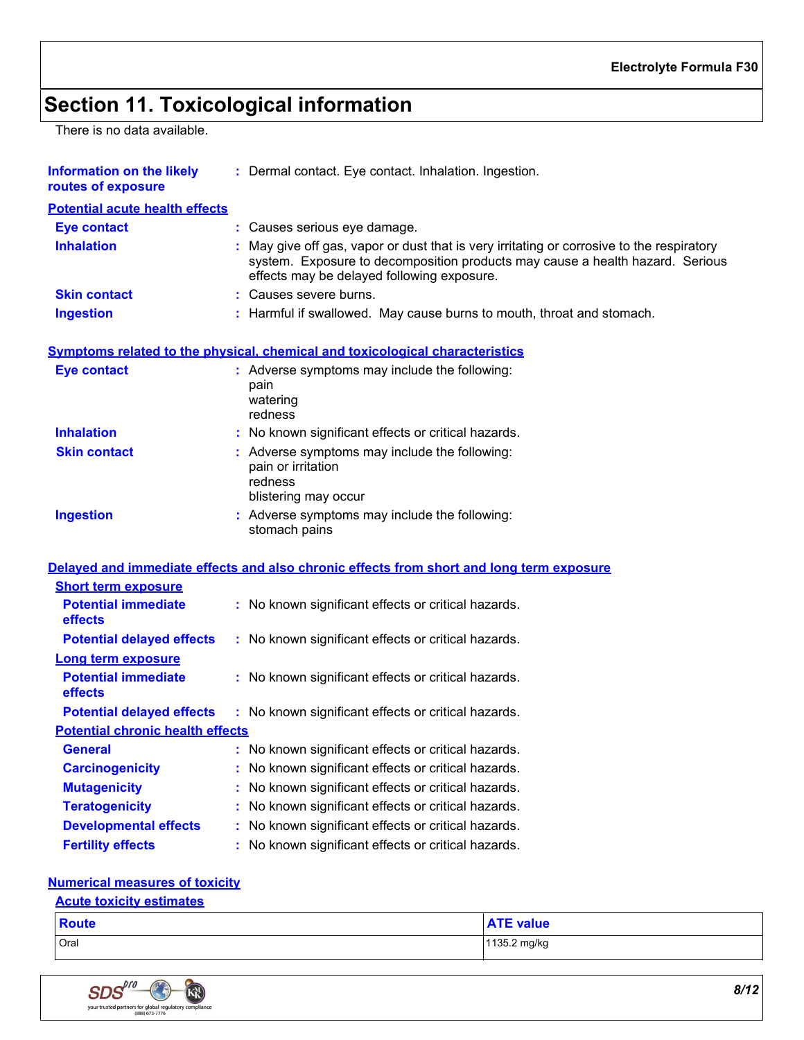# Section 11. Toxicological information

There is no data available.

**Information on the likely routes of exposure** : Dermal contact. Eye contact. Inhalation. Ingestion.

**Potential acute health effects**

**Eye contact** : Causes serious eye damage.

**Inhalation** : May give off gas, vapor or dust that is very irritating or corrosive to the respiratory system. Exposure to decomposition products may cause a health hazard. Serious effects may be delayed following exposure.

**Skin contact** : Causes severe burns.

**Ingestion** : Harmful if swallowed. May cause burns to mouth, throat and stomach.

**Symptoms related to the physical, chemical and toxicological characteristics**

**Eye contact** : Adverse symptoms may include the following:
pain
watering
redness

**Inhalation** : No known significant effects or critical hazards.

**Skin contact** : Adverse symptoms may include the following:
pain or irritation
redness
blistering may occur

**Ingestion** : Adverse symptoms may include the following:
stomach pains

**Delayed and immediate effects and also chronic effects from short and long term exposure**

**Short term exposure**

**Potential immediate effects** : No known significant effects or critical hazards.

**Potential delayed effects** : No known significant effects or critical hazards.

**Long term exposure**

**Potential immediate effects** : No known significant effects or critical hazards.

**Potential delayed effects** : No known significant effects or critical hazards.

**Potential chronic health effects**

**General** : No known significant effects or critical hazards.

**Carcinogenicity** : No known significant effects or critical hazards.

**Mutagenicity** : No known significant effects or critical hazards.

**Teratogenicity** : No known significant effects or critical hazards.

**Developmental effects** : No known significant effects or critical hazards.

**Fertility effects** : No known significant effects or critical hazards.

**Numerical measures of toxicity**

**Acute toxicity estimates**

| Route | ATE value |
| --- | --- |
| Oral | 1135.2 mg/kg |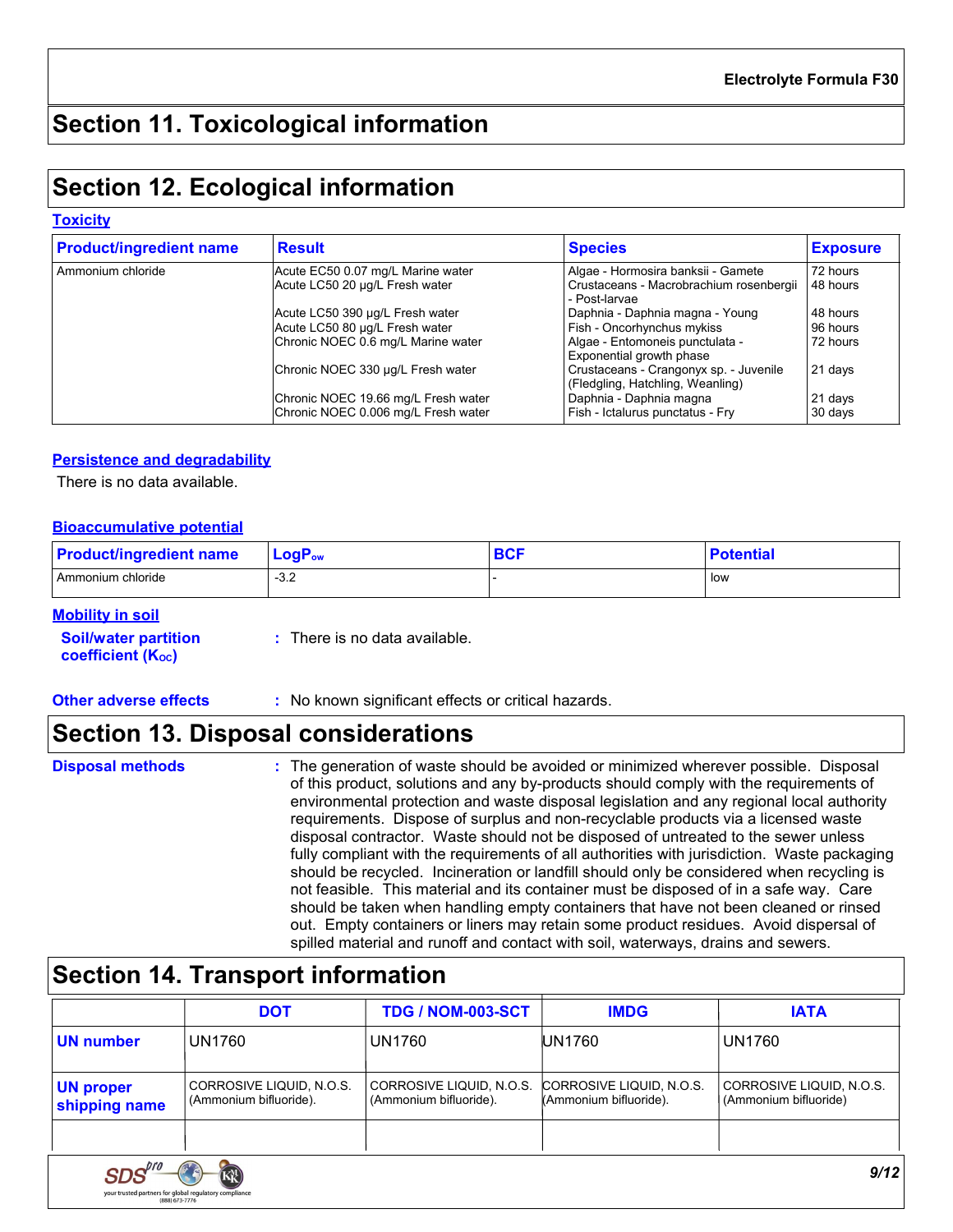## Section 11. Toxicological information

## Section 12. Ecological information

### Toxicity

| Product/ingredient name | Result | Species | Exposure |
|---|---|---|---|
| Ammonium chloride | Acute EC50 0.07 mg/L Marine water | Algae - Hormosira banksii - Gamete | 72 hours |
| | Acute LC50 20 µg/L Fresh water | Crustaceans - Macrobrachium rosenbergii - Post-larvae | 48 hours |
| | Acute LC50 390 µg/L Fresh water | Daphnia - Daphnia magna - Young | 48 hours |
| | Acute LC50 80 µg/L Fresh water | Fish - Oncorhynchus mykiss | 96 hours |
| | Chronic NOEC 0.6 mg/L Marine water | Algae - Entomoneis punctulata - Exponential growth phase | 72 hours |
| | Chronic NOEC 330 µg/L Fresh water | Crustaceans - Crangonyx sp. - Juvenile (Fledgling, Hatchling, Weanling) | 21 days |
| | Chronic NOEC 19.66 mg/L Fresh water | Daphnia - Daphnia magna | 21 days |
| | Chronic NOEC 0.006 mg/L Fresh water | Fish - Ictalurus punctatus - Fry | 30 days |

### Persistence and degradability

There is no data available.

### Bioaccumulative potential

| Product/ingredient name | $LogP_{ow}$ | BCF | Potential |
|---|---|---|---|
| Ammonium chloride | -3.2 | - | low |

### Mobility in soil

**Soil/water partition coefficient ($K_{OC}$)** : There is no data available.

**Other adverse effects** : No known significant effects or critical hazards.

## Section 13. Disposal considerations

**Disposal methods** : The generation of waste should be avoided or minimized wherever possible. Disposal of this product, solutions and any by-products should comply with the requirements of environmental protection and waste disposal legislation and any regional local authority requirements. Dispose of surplus and non-recyclable products via a licensed waste disposal contractor. Waste should not be disposed of untreated to the sewer unless fully compliant with the requirements of all authorities with jurisdiction. Waste packaging should be recycled. Incineration or landfill should only be considered when recycling is not feasible. This material and its container must be disposed of in a safe way. Care should be taken when handling empty containers that have not been cleaned or rinsed out. Empty containers or liners may retain some product residues. Avoid dispersal of spilled material and runoff and contact with soil, waterways, drains and sewers.

## Section 14. Transport information

| | DOT | TDG / NOM-003-SCT | IMDG | IATA |
|---|---|---|---|---|
| **UN number** | UN1760 | UN1760 | UN1760 | UN1760 |
| **UN proper shipping name** | CORROSIVE LIQUID, N.O.S. (Ammonium bifluoride). | CORROSIVE LIQUID, N.O.S. (Ammonium bifluoride). | CORROSIVE LIQUID, N.O.S. (Ammonium bifluoride). | CORROSIVE LIQUID, N.O.S. (Ammonium bifluoride) |
| | | | | |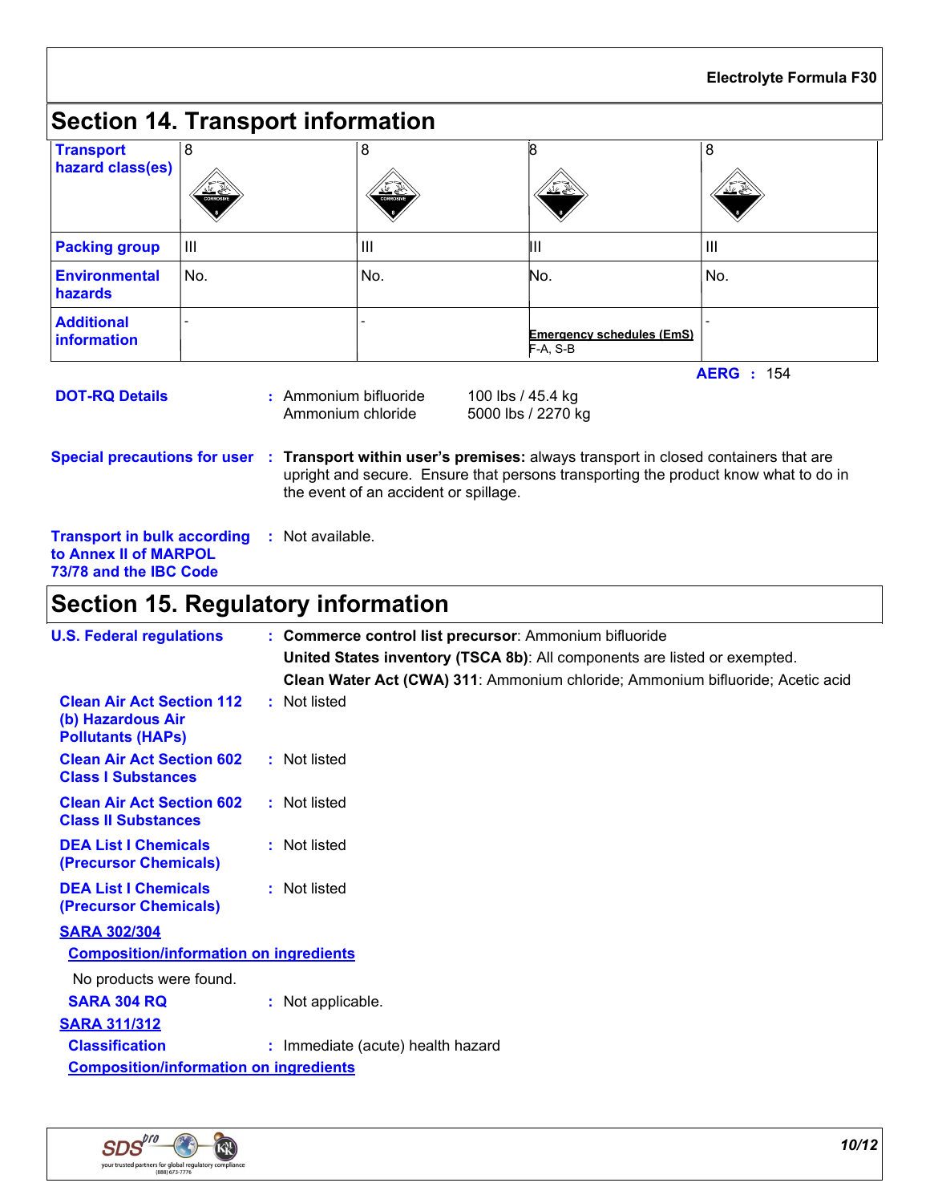## Section 14. Transport information

| Transport hazard class(es) | 8 | 8 | 8 | 8 |
|---|---|---|---|---|
| Packing group | III | III | III | III |
| Environmental hazards | No. | No. | No. | No. |
| Additional information | - | - | **Emergency schedules (EmS)** F-A, S-B | - |

**AERG** : 154

**DOT-RQ Details** : Ammonium bifluoride 100 lbs / 45.4 kg
Ammonium chloride 5000 lbs / 2270 kg

**Special precautions for user** : **Transport within user's premises:** always transport in closed containers that are upright and secure. Ensure that persons transporting the product know what to do in the event of an accident or spillage.

**Transport in bulk according to Annex II of MARPOL 73/78 and the IBC Code** : Not available.

## Section 15. Regulatory information

**U.S. Federal regulations** : **Commerce control list precursor**: Ammonium bifluoride
**United States inventory (TSCA 8b)**: All components are listed or exempted.
**Clean Water Act (CWA) 311**: Ammonium chloride; Ammonium bifluoride; Acetic acid

**Clean Air Act Section 112 (b) Hazardous Air Pollutants (HAPs)** : Not listed

**Clean Air Act Section 602 Class I Substances** : Not listed

**Clean Air Act Section 602 Class II Substances** : Not listed

**DEA List I Chemicals (Precursor Chemicals)** : Not listed

**DEA List I Chemicals (Precursor Chemicals)** : Not listed

**SARA 302/304**

**Composition/information on ingredients**

No products were found.

**SARA 304 RQ** : Not applicable.

**SARA 311/312**

**Classification** : Immediate (acute) health hazard

**Composition/information on ingredients**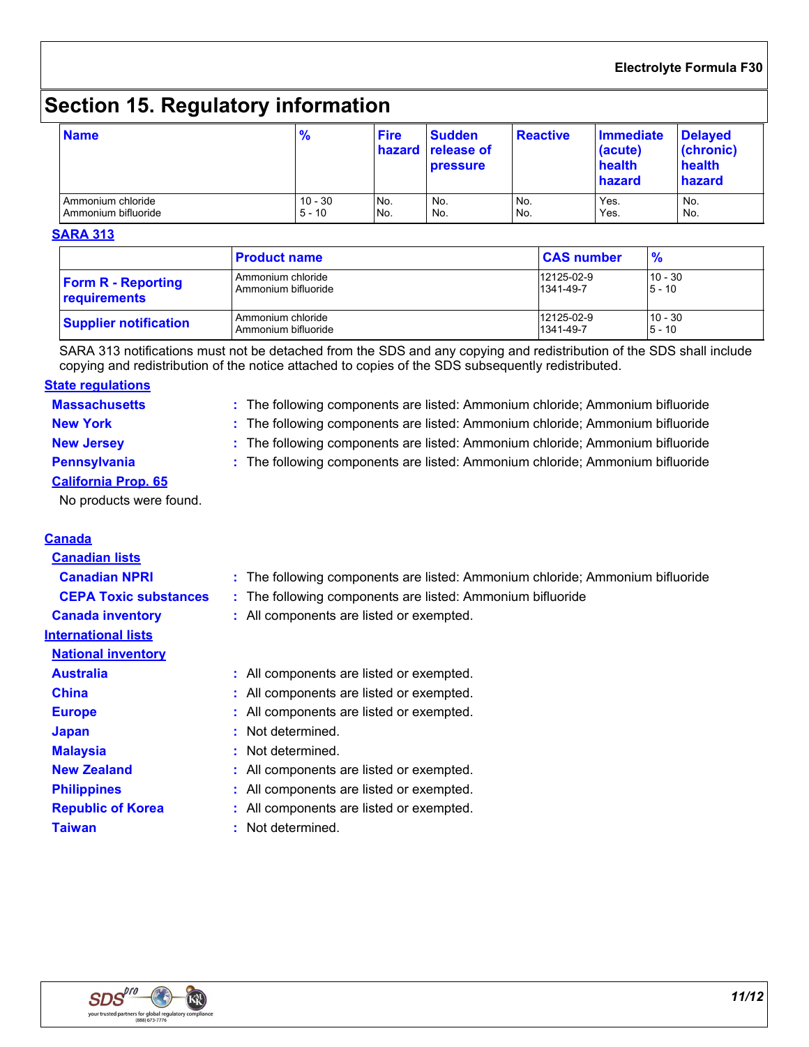# Section 15. Regulatory information

| Name | % | Fire hazard | Sudden release of pressure | Reactive | Immediate (acute) health hazard | Delayed (chronic) health hazard |
|---|---|---|---|---|---|---|
| Ammonium chloride | 10 - 30 | No. | No. | No. | Yes. | No. |
| Ammonium bifluoride | 5 - 10 | No. | No. | No. | Yes. | No. |

**SARA 313**

| | Product name | CAS number | % |
|---|---|---|---|
| **Form R - Reporting requirements** | Ammonium chloride<br>Ammonium bifluoride | 12125-02-9<br>1341-49-7 | 10 - 30<br>5 - 10 |
| **Supplier notification** | Ammonium chloride<br>Ammonium bifluoride | 12125-02-9<br>1341-49-7 | 10 - 30<br>5 - 10 |

SARA 313 notifications must not be detached from the SDS and any copying and redistribution of the SDS shall include copying and redistribution of the notice attached to copies of the SDS subsequently redistributed.

**State regulations**

**Massachusetts** : The following components are listed: Ammonium chloride; Ammonium bifluoride

**New York** : The following components are listed: Ammonium chloride; Ammonium bifluoride

**New Jersey** : The following components are listed: Ammonium chloride; Ammonium bifluoride

**Pennsylvania** : The following components are listed: Ammonium chloride; Ammonium bifluoride

**California Prop. 65**

No products were found.

**Canada**

**Canadian lists**

**Canadian NPRI** : The following components are listed: Ammonium chloride; Ammonium bifluoride

**CEPA Toxic substances** : The following components are listed: Ammonium bifluoride

**Canada inventory** : All components are listed or exempted.

**International lists**

**National inventory**

**Australia** : All components are listed or exempted.

**China** : All components are listed or exempted.

**Europe** : All components are listed or exempted.

**Japan** : Not determined.

**Malaysia** : Not determined.

**New Zealand** : All components are listed or exempted.

**Philippines** : All components are listed or exempted.

**Republic of Korea** : All components are listed or exempted.

**Taiwan** : Not determined.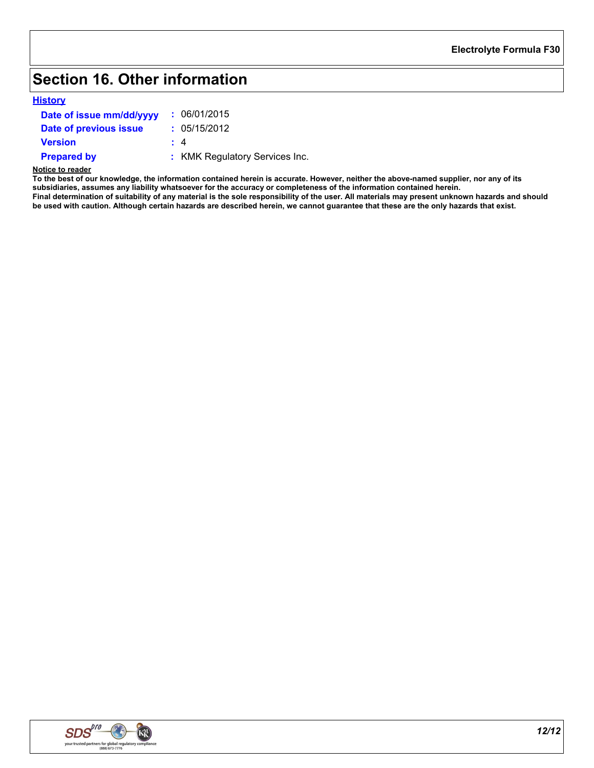# Section 16. Other information

**History**

| | |
|---|---|
| **Date of issue mm/dd/yyyy** | : 06/01/2015 |
| **Date of previous issue** | : 05/15/2012 |
| **Version** | : 4 |
| **Prepared by** | : KMK Regulatory Services Inc. |

**Notice to reader**

**To the best of our knowledge, the information contained herein is accurate. However, neither the above-named supplier, nor any of its subsidiaries, assumes any liability whatsoever for the accuracy or completeness of the information contained herein.**
**Final determination of suitability of any material is the sole responsibility of the user. All materials may present unknown hazards and should be used with caution. Although certain hazards are described herein, we cannot guarantee that these are the only hazards that exist.**